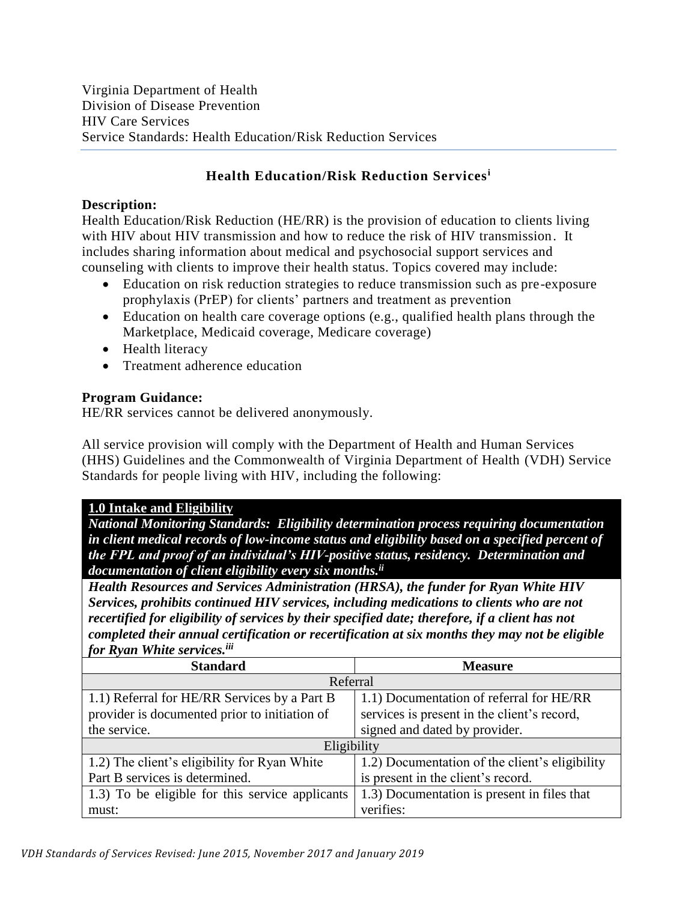Virginia Department of Health
Division of Disease Prevention
HIV Care Services
Service Standards: Health Education/Risk Reduction Services

## Health Education/Risk Reduction Services[i]

**Description:**
Health Education/Risk Reduction (HE/RR) is the provision of education to clients living with HIV about HIV transmission and how to reduce the risk of HIV transmission. It includes sharing information about medical and psychosocial support services and counseling with clients to improve their health status. Topics covered may include:

- Education on risk reduction strategies to reduce transmission such as pre-exposure prophylaxis (PrEP) for clients' partners and treatment as prevention
- Education on health care coverage options (e.g., qualified health plans through the Marketplace, Medicaid coverage, Medicare coverage)
- Health literacy
- Treatment adherence education

**Program Guidance:**
HE/RR services cannot be delivered anonymously.

All service provision will comply with the Department of Health and Human Services (HHS) Guidelines and the Commonwealth of Virginia Department of Health (VDH) Service Standards for people living with HIV, including the following:

**1.0 Intake and Eligibility**

***National Monitoring Standards: Eligibility determination process requiring documentation in client medical records of low-income status and eligibility based on a specified percent of the FPL and proof of an individual's HIV-positive status, residency. Determination and documentation of client eligibility every six months.[ii]***

***Health Resources and Services Administration (HRSA), the funder for Ryan White HIV Services, prohibits continued HIV services, including medications to clients who are not recertified for eligibility of services by their specified date; therefore, if a client has not completed their annual certification or recertification at six months they may not be eligible for Ryan White services.[iii]***

| Standard | Measure |
|---|---|
| Referral | |
| 1.1) Referral for HE/RR Services by a Part B provider is documented prior to initiation of the service. | 1.1) Documentation of referral for HE/RR services is present in the client's record, signed and dated by provider. |
| Eligibility | |
| 1.2) The client's eligibility for Ryan White Part B services is determined. | 1.2) Documentation of the client's eligibility is present in the client's record. |
| 1.3) To be eligible for this service applicants must: | 1.3) Documentation is present in files that verifies: |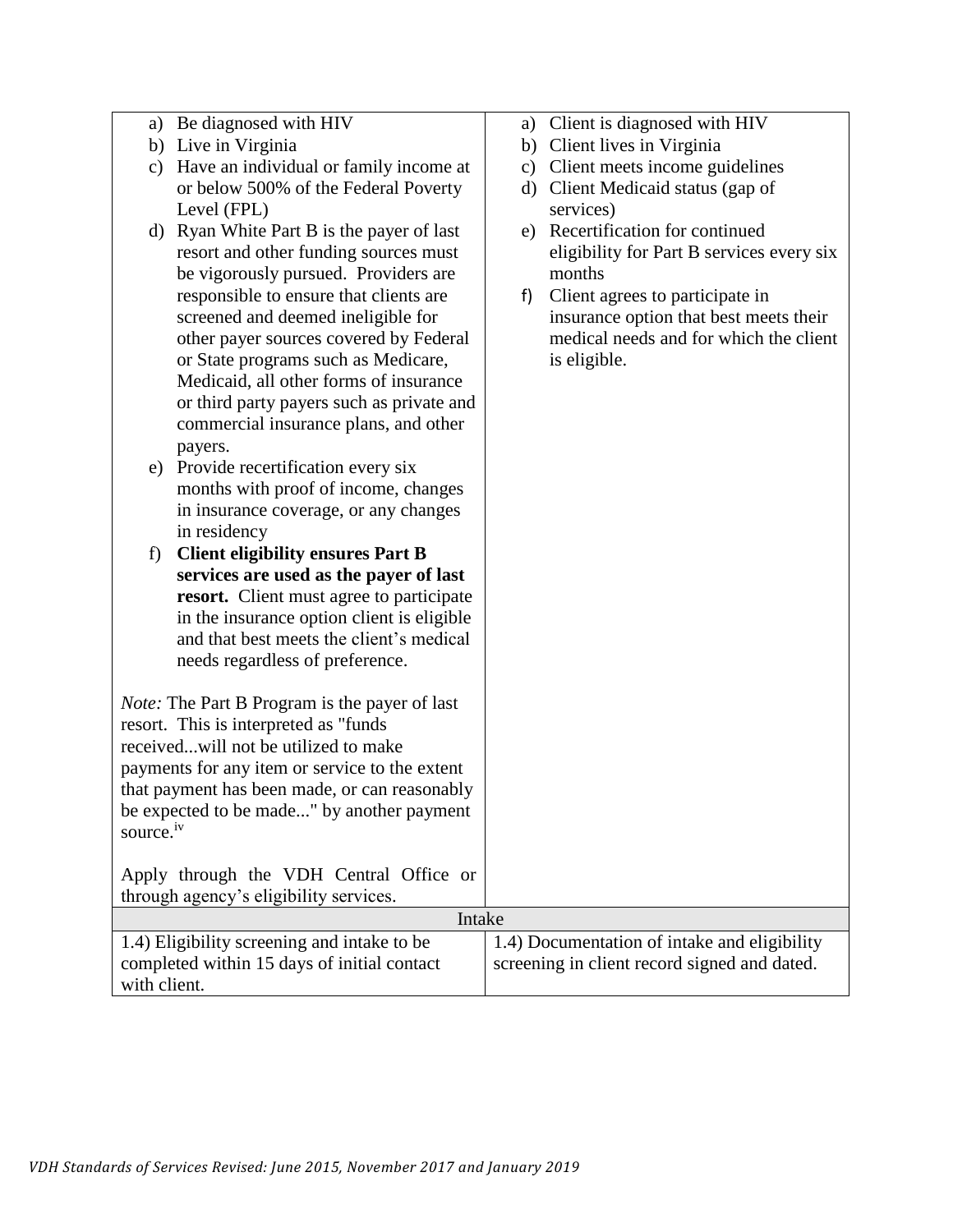| | |
|---|---|
| a) Be diagnosed with HIV<br>b) Live in Virginia<br>c) Have an individual or family income at or below 500% of the Federal Poverty Level (FPL)<br>d) Ryan White Part B is the payer of last resort and other funding sources must be vigorously pursued. Providers are responsible to ensure that clients are screened and deemed ineligible for other payer sources covered by Federal or State programs such as Medicare, Medicaid, all other forms of insurance or third party payers such as private and commercial insurance plans, and other payers.<br>e) Provide recertification every six months with proof of income, changes in insurance coverage, or any changes in residency<br>f) **Client eligibility ensures Part B services are used as the payer of last resort.** Client must agree to participate in the insurance option client is eligible and that best meets the client's medical needs regardless of preference.<br><br>*Note:* The Part B Program is the payer of last resort. This is interpreted as "funds received...will not be utilized to make payments for any item or service to the extent that payment has been made, or can reasonably be expected to be made..." by another payment source.[iv]<br><br>Apply through the VDH Central Office or through agency's eligibility services. | a) Client is diagnosed with HIV<br>b) Client lives in Virginia<br>c) Client meets income guidelines<br>d) Client Medicaid status (gap of services)<br>e) Recertification for continued eligibility for Part B services every six months<br>f) Client agrees to participate in insurance option that best meets their medical needs and for which the client is eligible. |
| **Intake** | |
| 1.4) Eligibility screening and intake to be completed within 15 days of initial contact with client. | 1.4) Documentation of intake and eligibility screening in client record signed and dated. |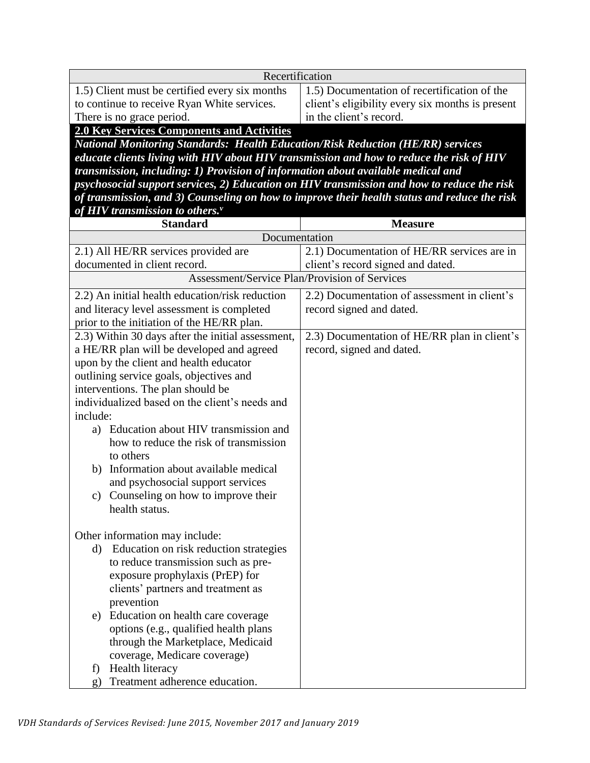| Recertification | |
|---|---|
| 1.5) Client must be certified every six months to continue to receive Ryan White services. There is no grace period. | 1.5) Documentation of recertification of the client's eligibility every six months is present in the client's record. |

**2.0 Key Services Components and Activities**

***National Monitoring Standards: Health Education/Risk Reduction (HE/RR) services educate clients living with HIV about HIV transmission and how to reduce the risk of HIV transmission, including: 1) Provision of information about available medical and psychosocial support services, 2) Education on HIV transmission and how to reduce the risk of transmission, and 3) Counseling on how to improve their health status and reduce the risk of HIV transmission to others.[v]***

| Standard | Measure |
|---|---|
| Documentation | |
| 2.1) All HE/RR services provided are documented in client record. | 2.1) Documentation of HE/RR services are in client's record signed and dated. |
| Assessment/Service Plan/Provision of Services | |
| 2.2) An initial health education/risk reduction and literacy level assessment is completed prior to the initiation of the HE/RR plan. | 2.2) Documentation of assessment in client's record signed and dated. |
| 2.3) Within 30 days after the initial assessment, a HE/RR plan will be developed and agreed upon by the client and health educator outlining service goals, objectives and interventions. The plan should be individualized based on the client's needs and include:<br>a) Education about HIV transmission and how to reduce the risk of transmission to others<br>b) Information about available medical and psychosocial support services<br>c) Counseling on how to improve their health status.<br><br>Other information may include:<br>d) Education on risk reduction strategies to reduce transmission such as pre-exposure prophylaxis (PrEP) for clients' partners and treatment as prevention<br>e) Education on health care coverage options (e.g., qualified health plans through the Marketplace, Medicaid coverage, Medicare coverage)<br>f) Health literacy<br>g) Treatment adherence education. | 2.3) Documentation of HE/RR plan in client's record, signed and dated. |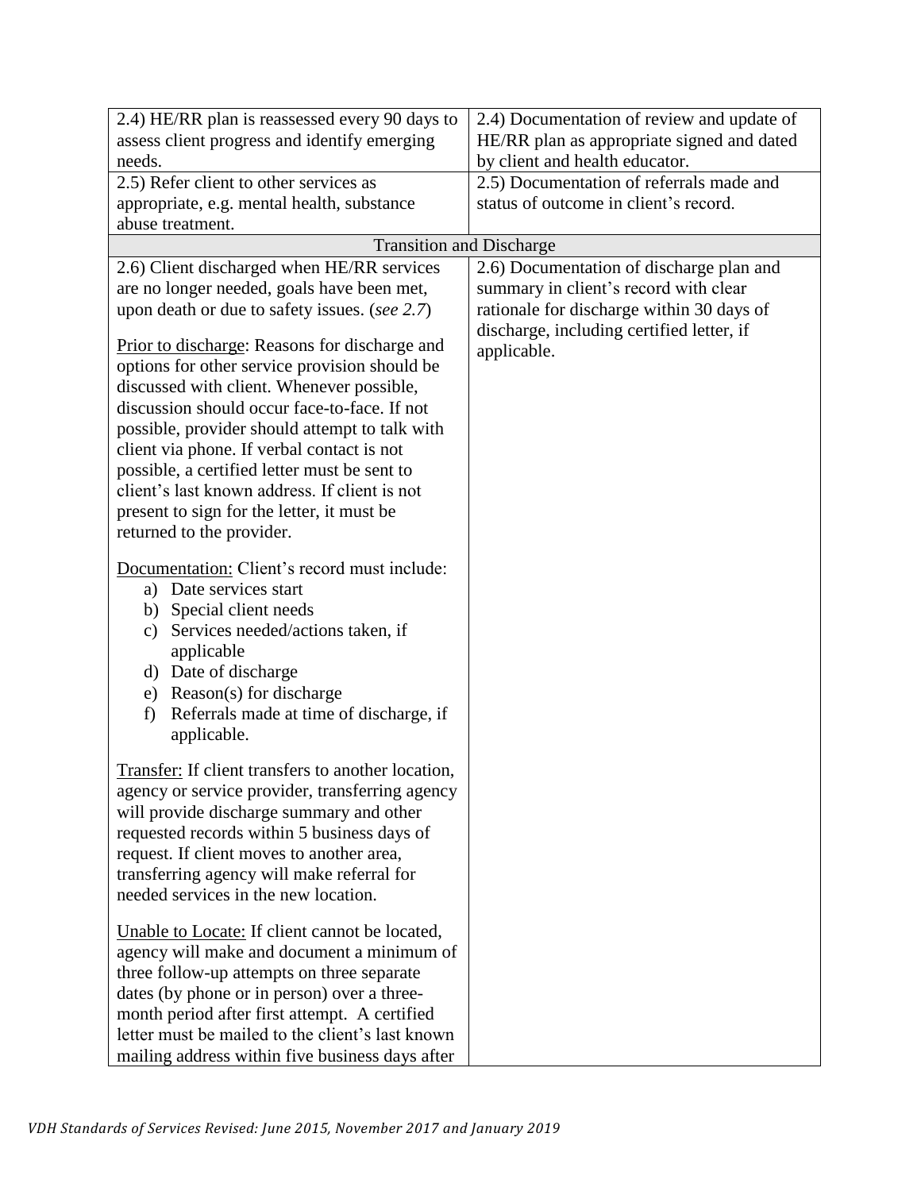| | |
|---|---|
| 2.4) HE/RR plan is reassessed every 90 days to assess client progress and identify emerging needs. | 2.4) Documentation of review and update of HE/RR plan as appropriate signed and dated by client and health educator. |
| 2.5) Refer client to other services as appropriate, e.g. mental health, substance abuse treatment. | 2.5) Documentation of referrals made and status of outcome in client's record. |
| Transition and Discharge | |
| 2.6) Client discharged when HE/RR services are no longer needed, goals have been met, upon death or due to safety issues. (*see 2.7*)<br><br><u>Prior to discharge</u>: Reasons for discharge and options for other service provision should be discussed with client. Whenever possible, discussion should occur face-to-face. If not possible, provider should attempt to talk with client via phone. If verbal contact is not possible, a certified letter must be sent to client's last known address. If client is not present to sign for the letter, it must be returned to the provider.<br><br><u>Documentation:</u> Client's record must include:<br>a) Date services start<br>b) Special client needs<br>c) Services needed/actions taken, if applicable<br>d) Date of discharge<br>e) Reason(s) for discharge<br>f) Referrals made at time of discharge, if applicable.<br><br><u>Transfer:</u> If client transfers to another location, agency or service provider, transferring agency will provide discharge summary and other requested records within 5 business days of request. If client moves to another area, transferring agency will make referral for needed services in the new location.<br><br><u>Unable to Locate:</u> If client cannot be located, agency will make and document a minimum of three follow-up attempts on three separate dates (by phone or in person) over a three-month period after first attempt. A certified letter must be mailed to the client's last known mailing address within five business days after | 2.6) Documentation of discharge plan and summary in client's record with clear rationale for discharge within 30 days of discharge, including certified letter, if applicable. |

*VDH Standards of Services Revised: June 2015, November 2017 and January 2019*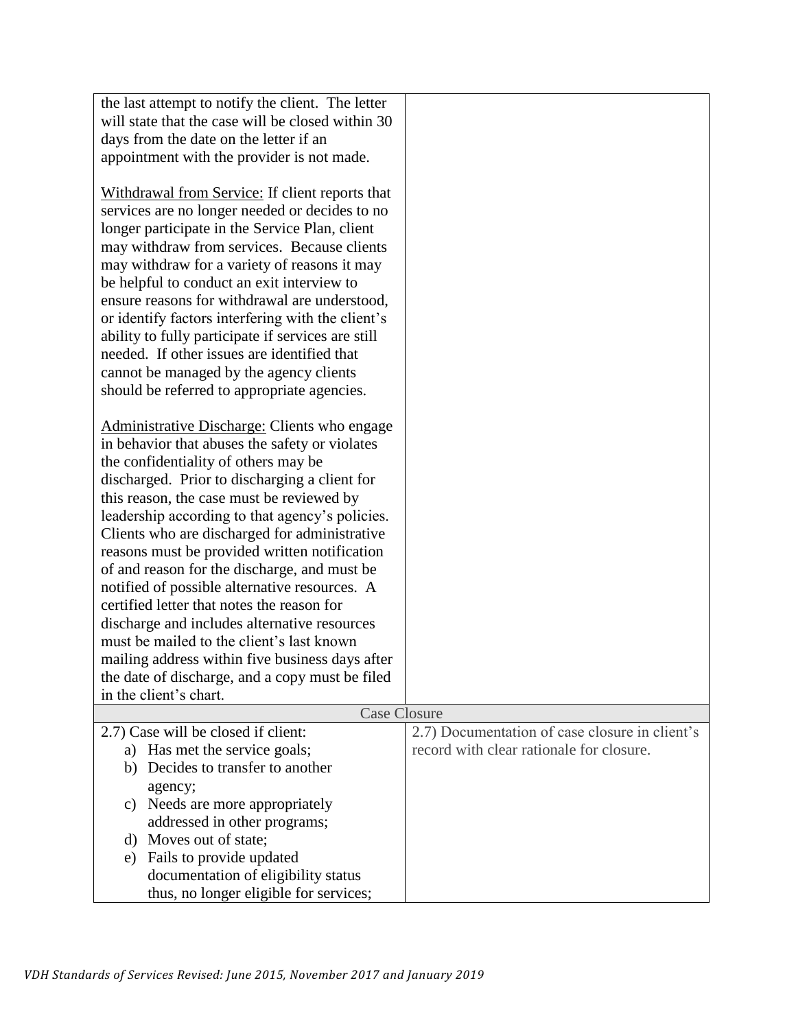| | |
|---|---|
| the last attempt to notify the client. The letter will state that the case will be closed within 30 days from the date on the letter if an appointment with the provider is not made.<br><br><u>Withdrawal from Service:</u> If client reports that services are no longer needed or decides to no longer participate in the Service Plan, client may withdraw from services. Because clients may withdraw for a variety of reasons it may be helpful to conduct an exit interview to ensure reasons for withdrawal are understood, or identify factors interfering with the client's ability to fully participate if services are still needed. If other issues are identified that cannot be managed by the agency clients should be referred to appropriate agencies.<br><br><u>Administrative Discharge:</u> Clients who engage in behavior that abuses the safety or violates the confidentiality of others may be discharged. Prior to discharging a client for this reason, the case must be reviewed by leadership according to that agency's policies. Clients who are discharged for administrative reasons must be provided written notification of and reason for the discharge, and must be notified of possible alternative resources. A certified letter that notes the reason for discharge and includes alternative resources must be mailed to the client's last known mailing address within five business days after the date of discharge, and a copy must be filed in the client's chart. | |
| **Case Closure** | |
| 2.7) Case will be closed if client:<br>a) Has met the service goals;<br>b) Decides to transfer to another agency;<br>c) Needs are more appropriately addressed in other programs;<br>d) Moves out of state;<br>e) Fails to provide updated documentation of eligibility status thus, no longer eligible for services; | 2.7) Documentation of case closure in client's record with clear rationale for closure. |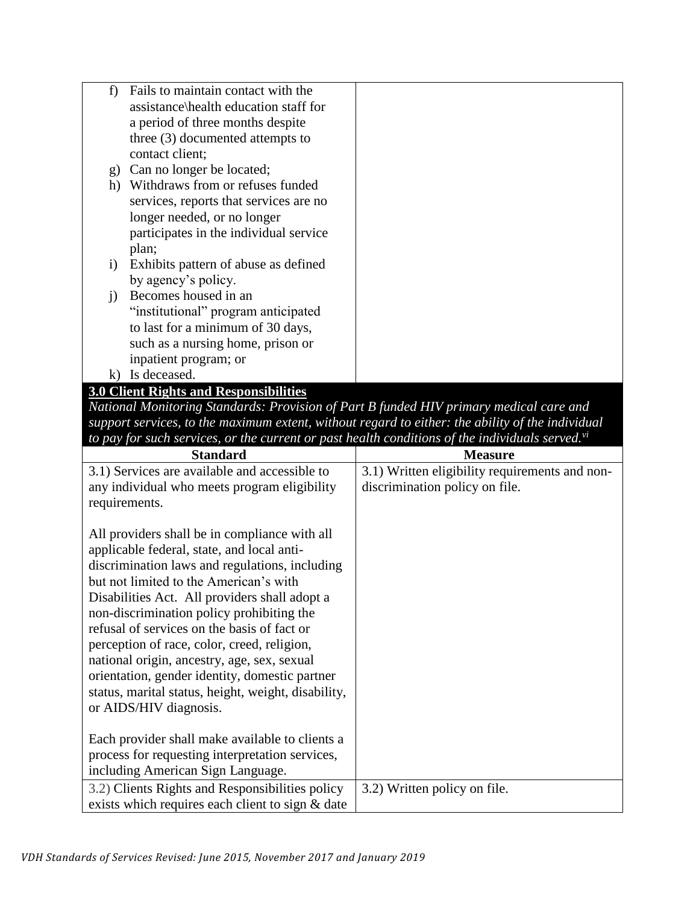| | |
|---|---|
| f) Fails to maintain contact with the assistance\health education staff for a period of three months despite three (3) documented attempts to contact client;<br>g) Can no longer be located;<br>h) Withdraws from or refuses funded services, reports that services are no longer needed, or no longer participates in the individual service plan;<br>i) Exhibits pattern of abuse as defined by agency's policy.<br>j) Becomes housed in an "institutional" program anticipated to last for a minimum of 30 days, such as a nursing home, prison or inpatient program; or<br>k) Is deceased. | |

**3.0 Client Rights and Responsibilities**

*National Monitoring Standards: Provision of Part B funded HIV primary medical care and support services, to the maximum extent, without regard to either: the ability of the individual to pay for such services, or the current or past health conditions of the individuals served.[vi]*

| Standard | Measure |
|---|---|
| 3.1) Services are available and accessible to any individual who meets program eligibility requirements.<br><br>All providers shall be in compliance with all applicable federal, state, and local anti-discrimination laws and regulations, including but not limited to the American's with Disabilities Act. All providers shall adopt a non-discrimination policy prohibiting the refusal of services on the basis of fact or perception of race, color, creed, religion, national origin, ancestry, age, sex, sexual orientation, gender identity, domestic partner status, marital status, height, weight, disability, or AIDS/HIV diagnosis.<br><br>Each provider shall make available to clients a process for requesting interpretation services, including American Sign Language. | 3.1) Written eligibility requirements and non-discrimination policy on file. |
| 3.2) Clients Rights and Responsibilities policy exists which requires each client to sign & date | 3.2) Written policy on file. |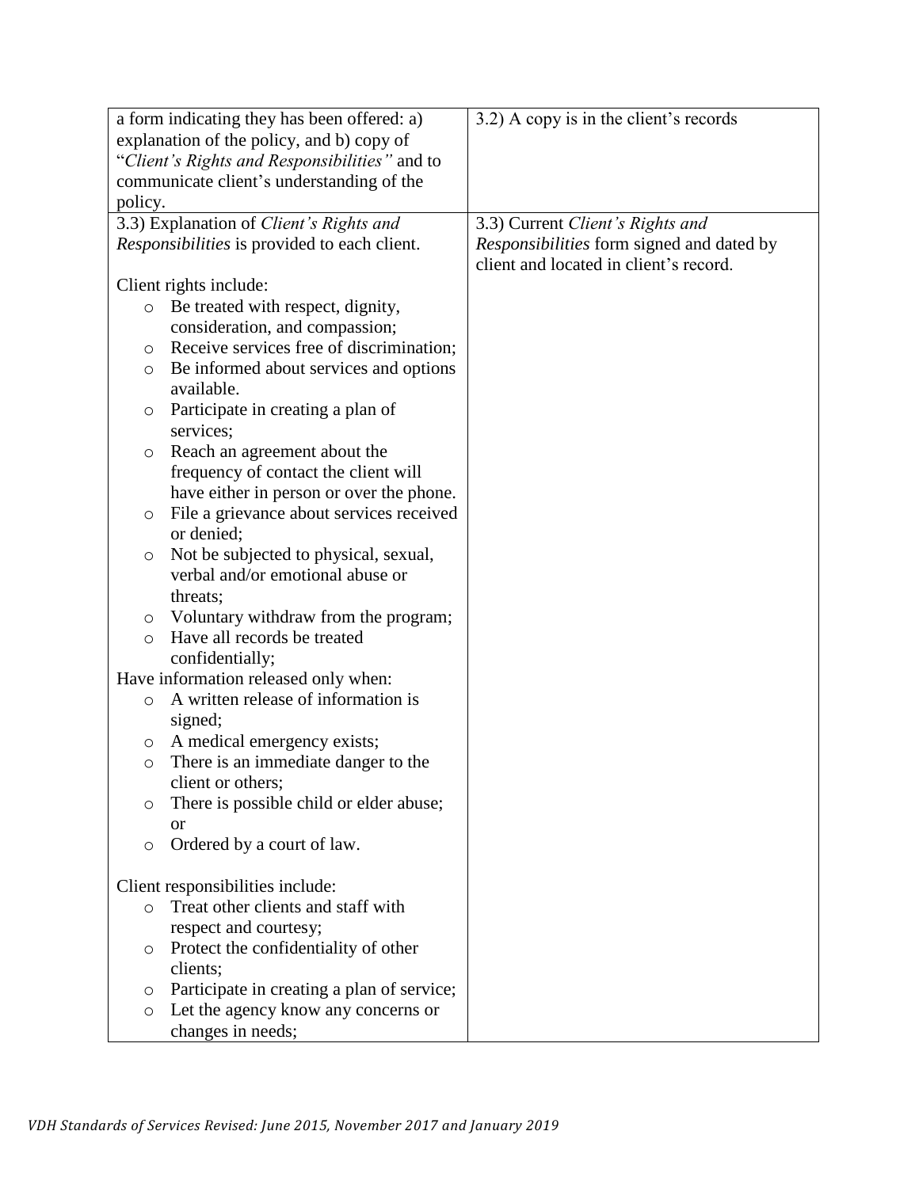| | |
|---|---|
| a form indicating they has been offered: a) explanation of the policy, and b) copy of "*Client's Rights and Responsibilities"* and to communicate client's understanding of the policy. | 3.2) A copy is in the client's records |
| 3.3) Explanation of *Client's Rights and Responsibilities* is provided to each client.<br><br>Client rights include:<br>◦ Be treated with respect, dignity, consideration, and compassion;<br>◦ Receive services free of discrimination;<br>◦ Be informed about services and options available.<br>◦ Participate in creating a plan of services;<br>◦ Reach an agreement about the frequency of contact the client will have either in person or over the phone.<br>◦ File a grievance about services received or denied;<br>◦ Not be subjected to physical, sexual, verbal and/or emotional abuse or threats;<br>◦ Voluntary withdraw from the program;<br>◦ Have all records be treated confidentially;<br>Have information released only when:<br>◦ A written release of information is signed;<br>◦ A medical emergency exists;<br>◦ There is an immediate danger to the client or others;<br>◦ There is possible child or elder abuse; or<br>◦ Ordered by a court of law.<br><br>Client responsibilities include:<br>◦ Treat other clients and staff with respect and courtesy;<br>◦ Protect the confidentiality of other clients;<br>◦ Participate in creating a plan of service;<br>◦ Let the agency know any concerns or changes in needs; | 3.3) Current *Client's Rights and Responsibilities* form signed and dated by client and located in client's record. |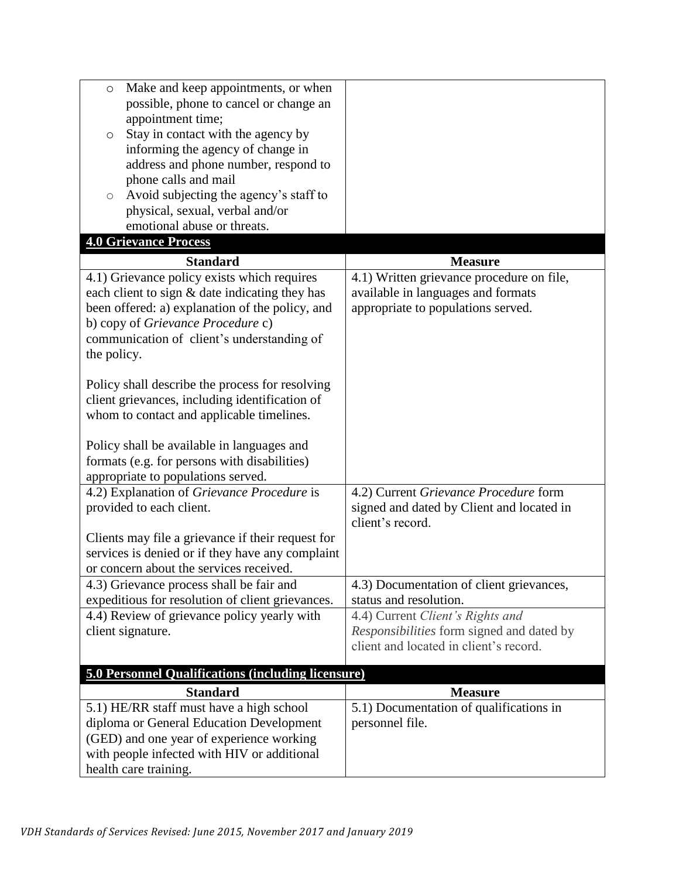| | |
|---|---|
| ○ Make and keep appointments, or when possible, phone to cancel or change an appointment time;<br>○ Stay in contact with the agency by informing the agency of change in address and phone number, respond to phone calls and mail<br>○ Avoid subjecting the agency's staff to physical, sexual, verbal and/or emotional abuse or threats. | |

## 4.0 Grievance Process

| Standard | Measure |
|---|---|
| 4.1) Grievance policy exists which requires each client to sign & date indicating they has been offered: a) explanation of the policy, and b) copy of *Grievance Procedure* c) communication of client's understanding of the policy.<br><br>Policy shall describe the process for resolving client grievances, including identification of whom to contact and applicable timelines.<br><br>Policy shall be available in languages and formats (e.g. for persons with disabilities) appropriate to populations served. | 4.1) Written grievance procedure on file, available in languages and formats appropriate to populations served. |
| 4.2) Explanation of *Grievance Procedure* is provided to each client.<br><br>Clients may file a grievance if their request for services is denied or if they have any complaint or concern about the services received. | 4.2) Current *Grievance Procedure* form signed and dated by Client and located in client's record. |
| 4.3) Grievance process shall be fair and expeditious for resolution of client grievances. | 4.3) Documentation of client grievances, status and resolution. |
| 4.4) Review of grievance policy yearly with client signature. | 4.4) Current *Client's Rights and Responsibilities* form signed and dated by client and located in client's record. |

## 5.0 Personnel Qualifications (including licensure)

| Standard | Measure |
|---|---|
| 5.1) HE/RR staff must have a high school diploma or General Education Development (GED) and one year of experience working with people infected with HIV or additional health care training. | 5.1) Documentation of qualifications in personnel file. |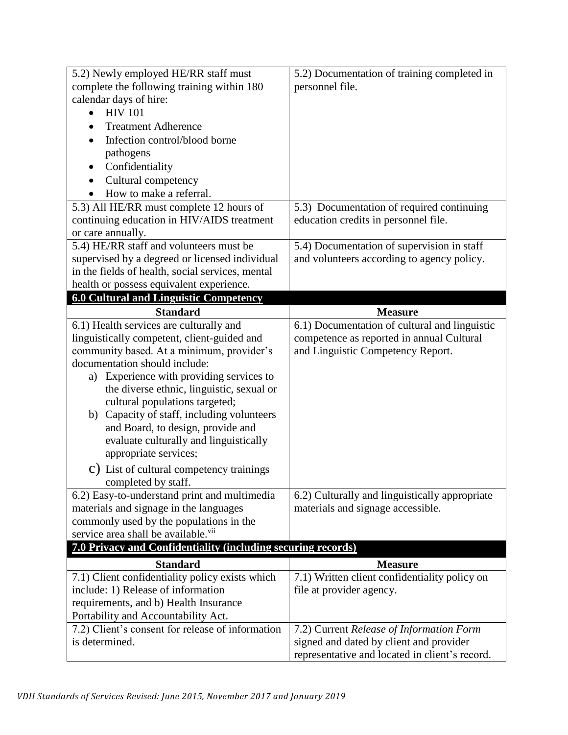| | |
|---|---|
| 5.2) Newly employed HE/RR staff must complete the following training within 180 calendar days of hire: <br>• HIV 101 <br>• Treatment Adherence <br>• Infection control/blood borne pathogens <br>• Confidentiality <br>• Cultural competency <br>• How to make a referral. | 5.2) Documentation of training completed in personnel file. |
| 5.3) All HE/RR must complete 12 hours of continuing education in HIV/AIDS treatment or care annually. | 5.3) Documentation of required continuing education credits in personnel file. |
| 5.4) HE/RR staff and volunteers must be supervised by a degreed or licensed individual in the fields of health, social services, mental health or possess equivalent experience. | 5.4) Documentation of supervision in staff and volunteers according to agency policy. |

**6.0 Cultural and Linguistic Competency**

| Standard | Measure |
|---|---|
| 6.1) Health services are culturally and linguistically competent, client-guided and community based. At a minimum, provider's documentation should include: <br>a) Experience with providing services to the diverse ethnic, linguistic, sexual or cultural populations targeted; <br>b) Capacity of staff, including volunteers and Board, to design, provide and evaluate culturally and linguistically appropriate services; <br>c) List of cultural competency trainings completed by staff. | 6.1) Documentation of cultural and linguistic competence as reported in annual Cultural and Linguistic Competency Report. |
| 6.2) Easy-to-understand print and multimedia materials and signage in the languages commonly used by the populations in the service area shall be available.[vii] | 6.2) Culturally and linguistically appropriate materials and signage accessible. |

**7.0 Privacy and Confidentiality (including securing records)**

| Standard | Measure |
|---|---|
| 7.1) Client confidentiality policy exists which include: 1) Release of information requirements, and b) Health Insurance Portability and Accountability Act. | 7.1) Written client confidentiality policy on file at provider agency. |
| 7.2) Client's consent for release of information is determined. | 7.2) Current *Release of Information Form* signed and dated by client and provider representative and located in client's record. |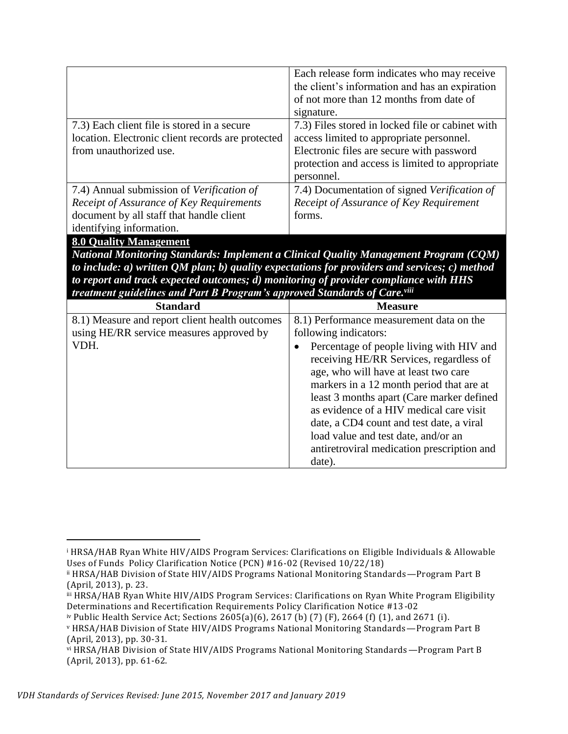| | |
|---|---|
| | Each release form indicates who may receive the client's information and has an expiration of not more than 12 months from date of signature. |
| 7.3) Each client file is stored in a secure location. Electronic client records are protected from unauthorized use. | 7.3) Files stored in locked file or cabinet with access limited to appropriate personnel. Electronic files are secure with password protection and access is limited to appropriate personnel. |
| 7.4) Annual submission of *Verification of Receipt of Assurance of Key Requirements* document by all staff that handle client identifying information. | 7.4) Documentation of signed *Verification of Receipt of Assurance of Key Requirement* forms. |

**8.0 Quality Management**

***National Monitoring Standards: Implement a Clinical Quality Management Program (CQM) to include: a) written QM plan; b) quality expectations for providers and services; c) method to report and track expected outcomes; d) monitoring of provider compliance with HHS treatment guidelines and Part B Program's approved Standards of Care.***[viii]

| Standard | Measure |
|---|---|
| 8.1) Measure and report client health outcomes using HE/RR service measures approved by VDH. | 8.1) Performance measurement data on the following indicators: <br>• Percentage of people living with HIV and receiving HE/RR Services, regardless of age, who will have at least two care markers in a 12 month period that are at least 3 months apart (Care marker defined as evidence of a HIV medical care visit date, a CD4 count and test date, a viral load value and test date, and/or an antiretroviral medication prescription and date). |

---

[i] HRSA/HAB Ryan White HIV/AIDS Program Services: Clarifications on Eligible Individuals & Allowable Uses of Funds Policy Clarification Notice (PCN) #16-02 (Revised 10/22/18)

[ii] HRSA/HAB Division of State HIV/AIDS Programs National Monitoring Standards—Program Part B (April, 2013), p. 23.

[iii] HRSA/HAB Ryan White HIV/AIDS Program Services: Clarifications on Ryan White Program Eligibility Determinations and Recertification Requirements Policy Clarification Notice #13-02

[iv] Public Health Service Act; Sections 2605(a)(6), 2617 (b) (7) (F), 2664 (f) (1), and 2671 (i).

[v] HRSA/HAB Division of State HIV/AIDS Programs National Monitoring Standards—Program Part B (April, 2013), pp. 30-31.

[vi] HRSA/HAB Division of State HIV/AIDS Programs National Monitoring Standards—Program Part B (April, 2013), pp. 61-62.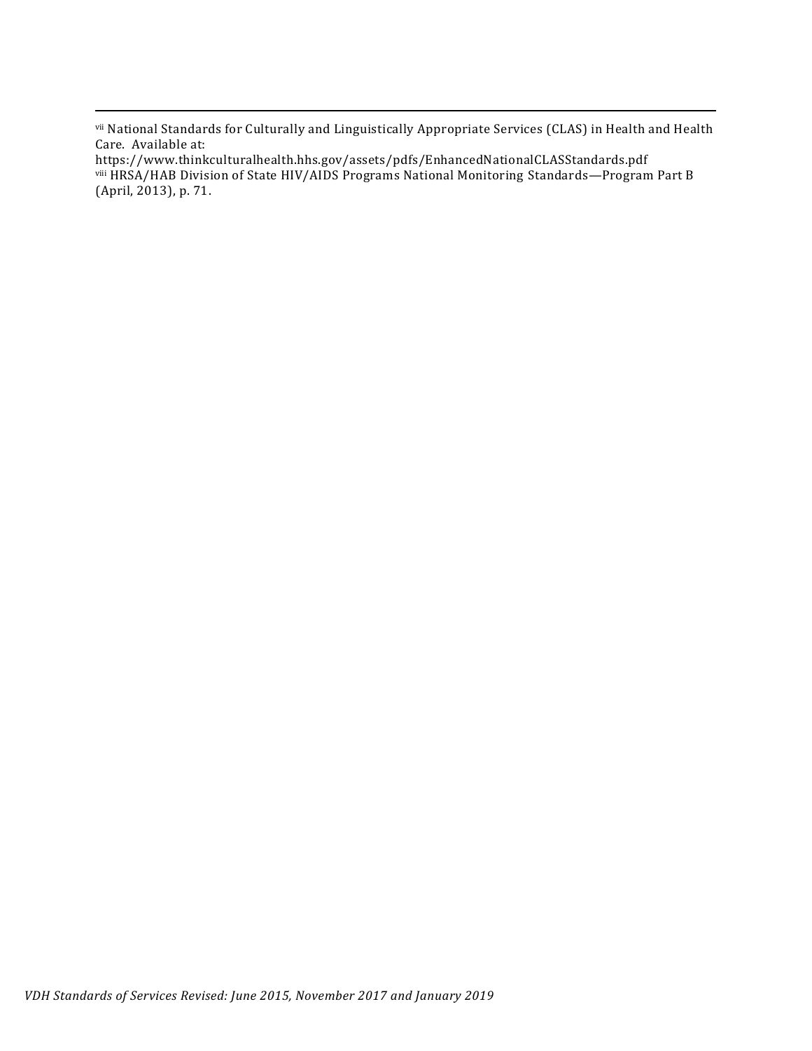---

[vii] National Standards for Culturally and Linguistically Appropriate Services (CLAS) in Health and Health Care. Available at:
https://www.thinkculturalhealth.hhs.gov/assets/pdfs/EnhancedNationalCLASStandards.pdf

[viii] HRSA/HAB Division of State HIV/AIDS Programs National Monitoring Standards—Program Part B (April, 2013), p. 71.